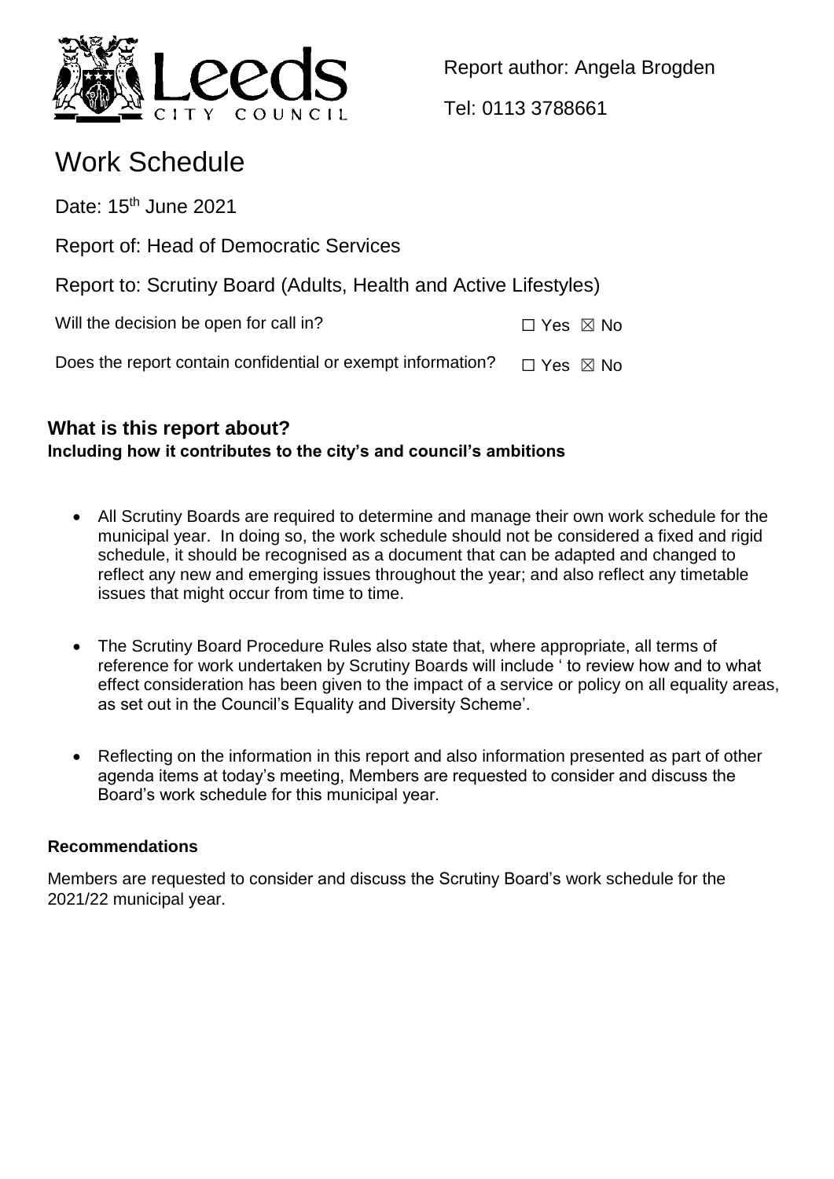Report author: Angela Brogden

Tel: 0113 3788661

# Work Schedule

Date: 15th June 2021

Report of: Head of Democratic Services

Report to: Scrutiny Board (Adults, Health and Active Lifestyles)

Will the decision be open for call in? ☐ Yes ☒ No

Does the report contain confidential or exempt information? ☐ Yes ☒ No

## What is this report about?

**Including how it contributes to the city's and council's ambitions**

- All Scrutiny Boards are required to determine and manage their own work schedule for the municipal year. In doing so, the work schedule should not be considered a fixed and rigid schedule, it should be recognised as a document that can be adapted and changed to reflect any new and emerging issues throughout the year; and also reflect any timetable issues that might occur from time to time.

- The Scrutiny Board Procedure Rules also state that, where appropriate, all terms of reference for work undertaken by Scrutiny Boards will include ' to review how and to what effect consideration has been given to the impact of a service or policy on all equality areas, as set out in the Council's Equality and Diversity Scheme'.

- Reflecting on the information in this report and also information presented as part of other agenda items at today's meeting, Members are requested to consider and discuss the Board's work schedule for this municipal year.

### Recommendations

Members are requested to consider and discuss the Scrutiny Board's work schedule for the 2021/22 municipal year.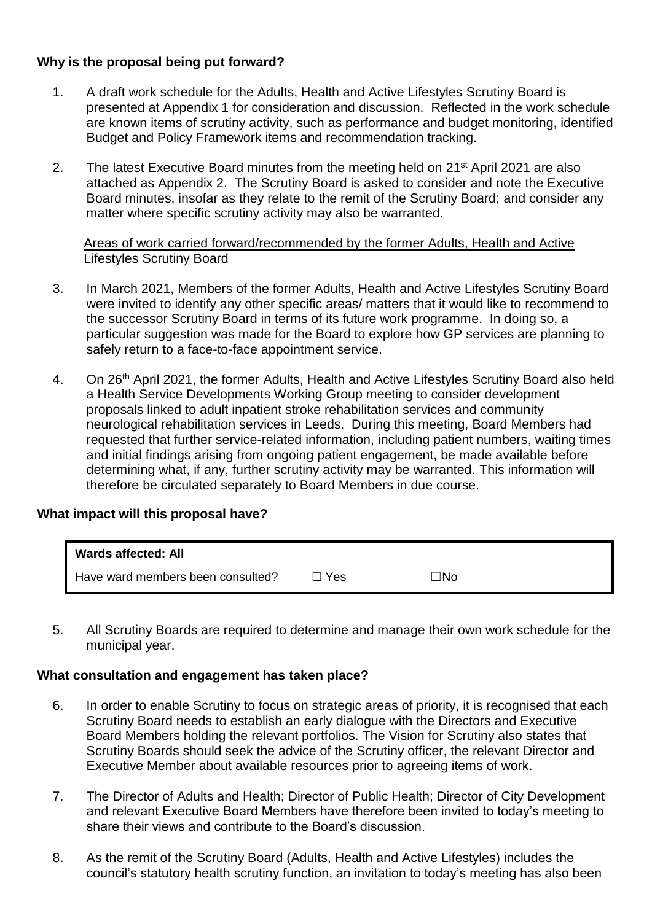**Why is the proposal being put forward?**

1. A draft work schedule for the Adults, Health and Active Lifestyles Scrutiny Board is presented at Appendix 1 for consideration and discussion. Reflected in the work schedule are known items of scrutiny activity, such as performance and budget monitoring, identified Budget and Policy Framework items and recommendation tracking.

2. The latest Executive Board minutes from the meeting held on 21st April 2021 are also attached as Appendix 2. The Scrutiny Board is asked to consider and note the Executive Board minutes, insofar as they relate to the remit of the Scrutiny Board; and consider any matter where specific scrutiny activity may also be warranted.

Areas of work carried forward/recommended by the former Adults, Health and Active Lifestyles Scrutiny Board

3. In March 2021, Members of the former Adults, Health and Active Lifestyles Scrutiny Board were invited to identify any other specific areas/ matters that it would like to recommend to the successor Scrutiny Board in terms of its future work programme. In doing so, a particular suggestion was made for the Board to explore how GP services are planning to safely return to a face-to-face appointment service.

4. On 26th April 2021, the former Adults, Health and Active Lifestyles Scrutiny Board also held a Health Service Developments Working Group meeting to consider development proposals linked to adult inpatient stroke rehabilitation services and community neurological rehabilitation services in Leeds. During this meeting, Board Members had requested that further service-related information, including patient numbers, waiting times and initial findings arising from ongoing patient engagement, be made available before determining what, if any, further scrutiny activity may be warranted. This information will therefore be circulated separately to Board Members in due course.

**What impact will this proposal have?**

| **Wards affected: All** | | |
|---|---|---|
| Have ward members been consulted? | ☐ Yes | ☐No |

5. All Scrutiny Boards are required to determine and manage their own work schedule for the municipal year.

**What consultation and engagement has taken place?**

6. In order to enable Scrutiny to focus on strategic areas of priority, it is recognised that each Scrutiny Board needs to establish an early dialogue with the Directors and Executive Board Members holding the relevant portfolios. The Vision for Scrutiny also states that Scrutiny Boards should seek the advice of the Scrutiny officer, the relevant Director and Executive Member about available resources prior to agreeing items of work.

7. The Director of Adults and Health; Director of Public Health; Director of City Development and relevant Executive Board Members have therefore been invited to today's meeting to share their views and contribute to the Board's discussion.

8. As the remit of the Scrutiny Board (Adults, Health and Active Lifestyles) includes the council's statutory health scrutiny function, an invitation to today's meeting has also been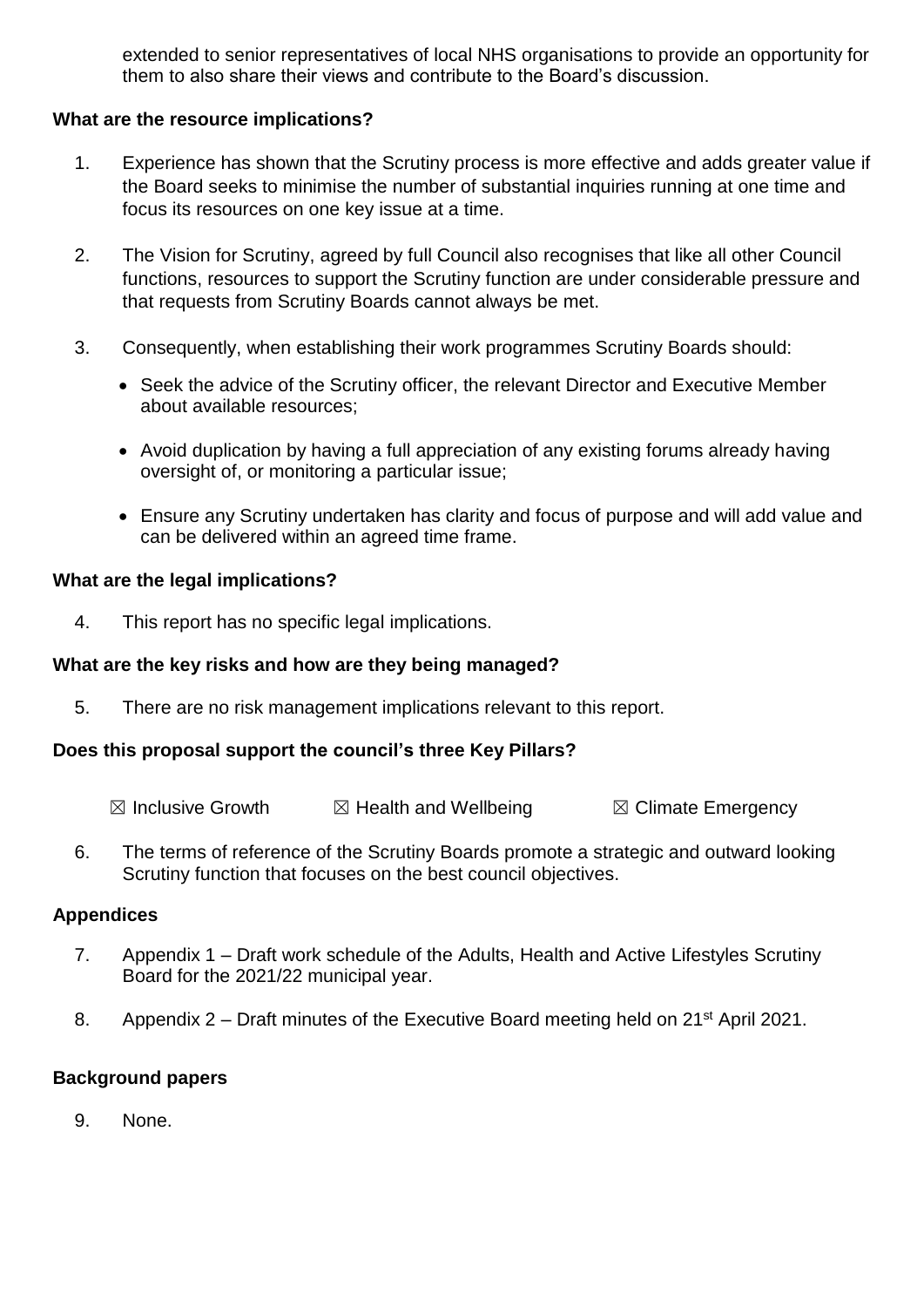extended to senior representatives of local NHS organisations to provide an opportunity for them to also share their views and contribute to the Board's discussion.

**What are the resource implications?**

1. Experience has shown that the Scrutiny process is more effective and adds greater value if the Board seeks to minimise the number of substantial inquiries running at one time and focus its resources on one key issue at a time.

2. The Vision for Scrutiny, agreed by full Council also recognises that like all other Council functions, resources to support the Scrutiny function are under considerable pressure and that requests from Scrutiny Boards cannot always be met.

3. Consequently, when establishing their work programmes Scrutiny Boards should:

   - Seek the advice of the Scrutiny officer, the relevant Director and Executive Member about available resources;

   - Avoid duplication by having a full appreciation of any existing forums already having oversight of, or monitoring a particular issue;

   - Ensure any Scrutiny undertaken has clarity and focus of purpose and will add value and can be delivered within an agreed time frame.

**What are the legal implications?**

4. This report has no specific legal implications.

**What are the key risks and how are they being managed?**

5. There are no risk management implications relevant to this report.

**Does this proposal support the council's three Key Pillars?**

☒ Inclusive Growth ☒ Health and Wellbeing ☒ Climate Emergency

6. The terms of reference of the Scrutiny Boards promote a strategic and outward looking Scrutiny function that focuses on the best council objectives.

**Appendices**

7. Appendix 1 – Draft work schedule of the Adults, Health and Active Lifestyles Scrutiny Board for the 2021/22 municipal year.

8. Appendix 2 – Draft minutes of the Executive Board meeting held on 21st April 2021.

**Background papers**

9. None.